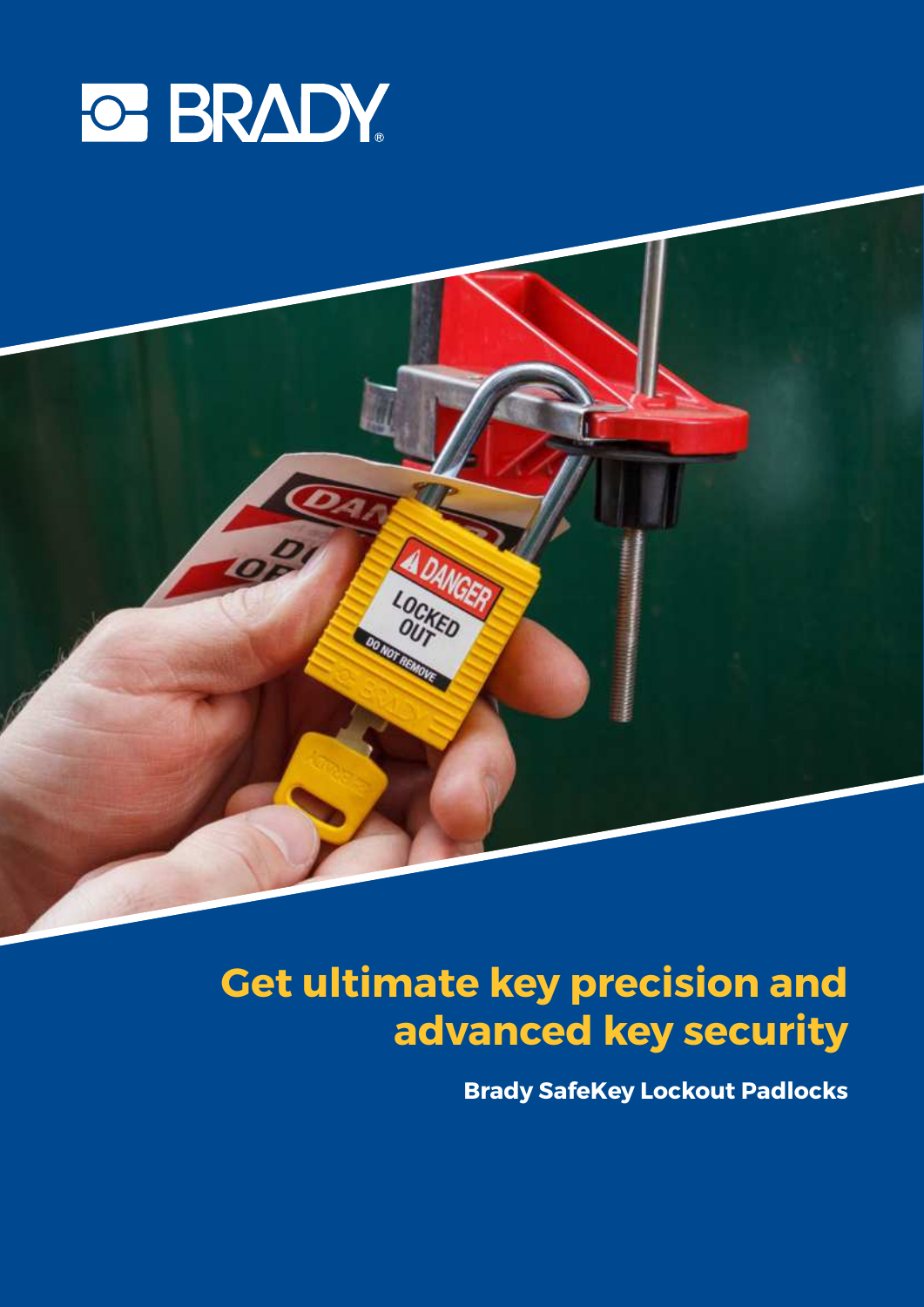# Get ultimate key precision and advanced key security

**Brady SafeKey Lockout Padlocks**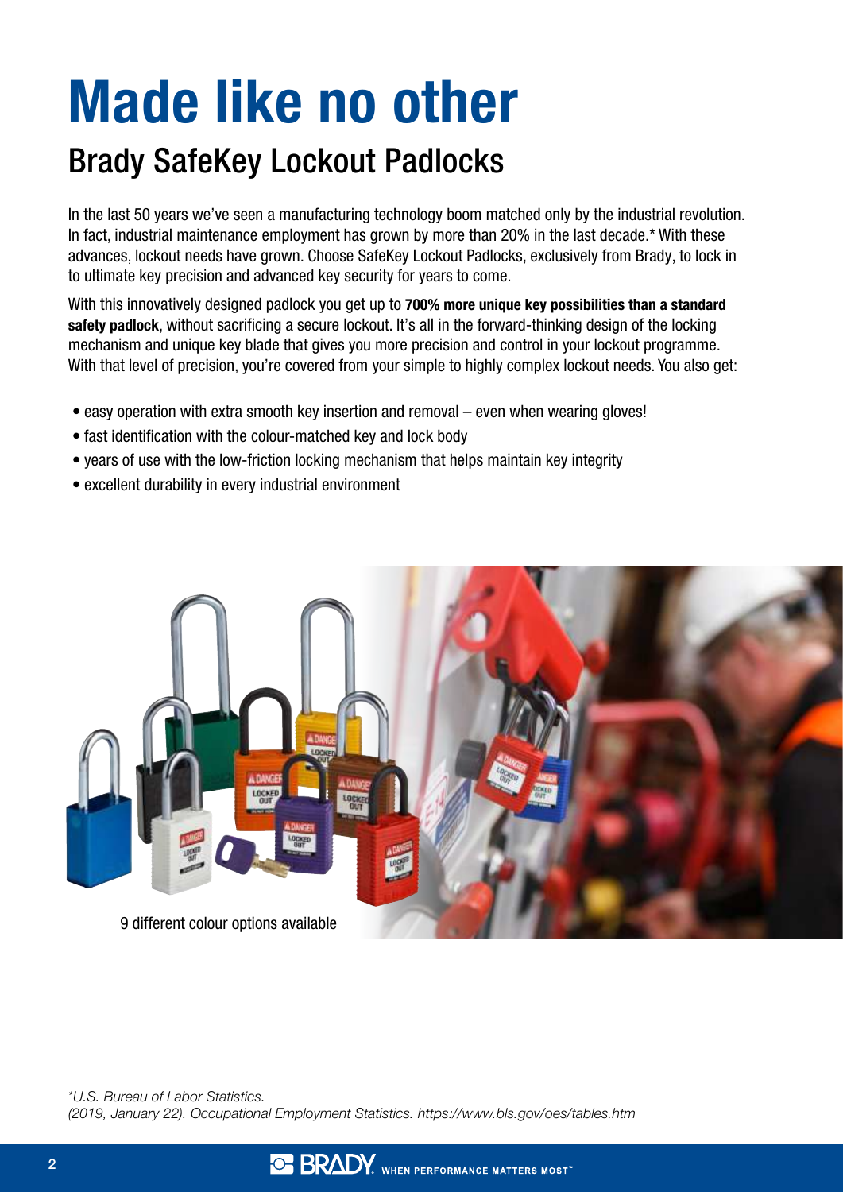# Made like no other

## Brady SafeKey Lockout Padlocks

In the last 50 years we've seen a manufacturing technology boom matched only by the industrial revolution. In fact, industrial maintenance employment has grown by more than 20% in the last decade.* With these advances, lockout needs have grown. Choose SafeKey Lockout Padlocks, exclusively from Brady, to lock in to ultimate key precision and advanced key security for years to come.

With this innovatively designed padlock you get up to **700% more unique key possibilities than a standard safety padlock**, without sacrificing a secure lockout. It's all in the forward-thinking design of the locking mechanism and unique key blade that gives you more precision and control in your lockout programme. With that level of precision, you're covered from your simple to highly complex lockout needs. You also get:

- easy operation with extra smooth key insertion and removal – even when wearing gloves!
- fast identification with the colour-matched key and lock body
- years of use with the low-friction locking mechanism that helps maintain key integrity
- excellent durability in every industrial environment

9 different colour options available

*U.S. Bureau of Labor Statistics.
(2019, January 22). Occupational Employment Statistics. https://www.bls.gov/oes/tables.htm*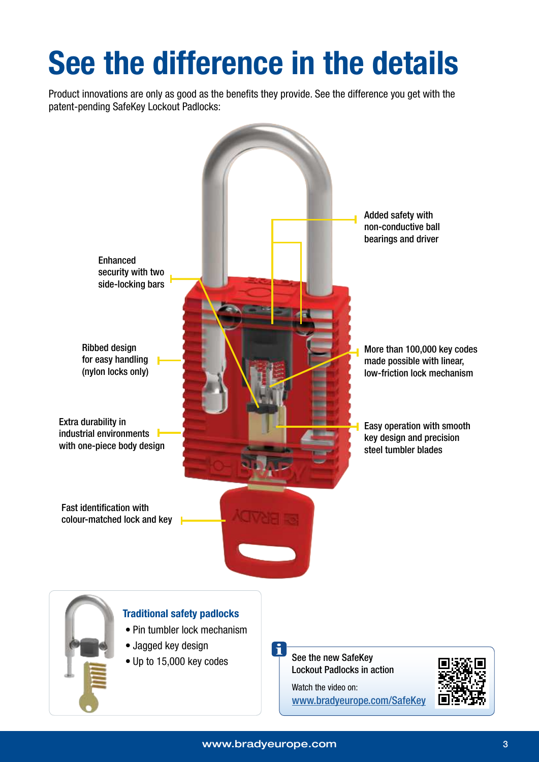# See the difference in the details

Product innovations are only as good as the benefits they provide. See the difference you get with the patent-pending SafeKey Lockout Padlocks:

Enhanced security with two side-locking bars

Added safety with non-conductive ball bearings and driver

Ribbed design for easy handling (nylon locks only)

More than 100,000 key codes made possible with linear, low-friction lock mechanism

Extra durability in industrial environments with one-piece body design

Easy operation with smooth key design and precision steel tumbler blades

Fast identification with colour-matched lock and key

### Traditional safety padlocks

- Pin tumbler lock mechanism
- Jagged key design
- Up to 15,000 key codes

See the new SafeKey Lockout Padlocks in action

Watch the video on:
www.bradyeurope.com/SafeKey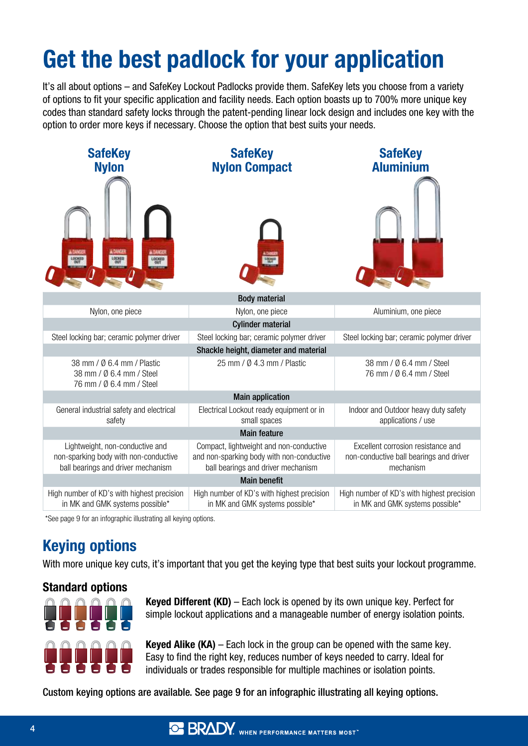# Get the best padlock for your application

It's all about options – and SafeKey Lockout Padlocks provide them. SafeKey lets you choose from a variety of options to fit your specific application and facility needs. Each option boasts up to 700% more unique key codes than standard safety locks through the patent-pending linear lock design and includes one key with the option to order more keys if necessary. Choose the option that best suits your needs.

| SafeKey Nylon | SafeKey Nylon Compact | SafeKey Aluminium |
|---|---|---|
| **Body material** | | |
| Nylon, one piece | Nylon, one piece | Aluminium, one piece |
| **Cylinder material** | | |
| Steel locking bar; ceramic polymer driver | Steel locking bar; ceramic polymer driver | Steel locking bar; ceramic polymer driver |
| **Shackle height, diameter and material** | | |
| 38 mm / Ø 6.4 mm / Plastic<br>38 mm / Ø 6.4 mm / Steel<br>76 mm / Ø 6.4 mm / Steel | 25 mm / Ø 4.3 mm / Plastic | 38 mm / Ø 6.4 mm / Steel<br>76 mm / Ø 6.4 mm / Steel |
| **Main application** | | |
| General industrial safety and electrical safety | Electrical Lockout ready equipment or in small spaces | Indoor and Outdoor heavy duty safety applications / use |
| **Main feature** | | |
| Lightweight, non-conductive and non-sparking body with non-conductive ball bearings and driver mechanism | Compact, lightweight and non-conductive and non-sparking body with non-conductive ball bearings and driver mechanism | Excellent corrosion resistance and non-conductive ball bearings and driver mechanism |
| **Main benefit** | | |
| High number of KD's with highest precision in MK and GMK systems possible* | High number of KD's with highest precision in MK and GMK systems possible* | High number of KD's with highest precision in MK and GMK systems possible* |

*See page 9 for an infographic illustrating all keying options.

## Keying options

With more unique key cuts, it's important that you get the keying type that best suits your lockout programme.

### Standard options

**Keyed Different (KD)** – Each lock is opened by its own unique key. Perfect for simple lockout applications and a manageable number of energy isolation points.

**Keyed Alike (KA)** – Each lock in the group can be opened with the same key. Easy to find the right key, reduces number of keys needed to carry. Ideal for individuals or trades responsible for multiple machines or isolation points.

Custom keying options are available. See page 9 for an infographic illustrating all keying options.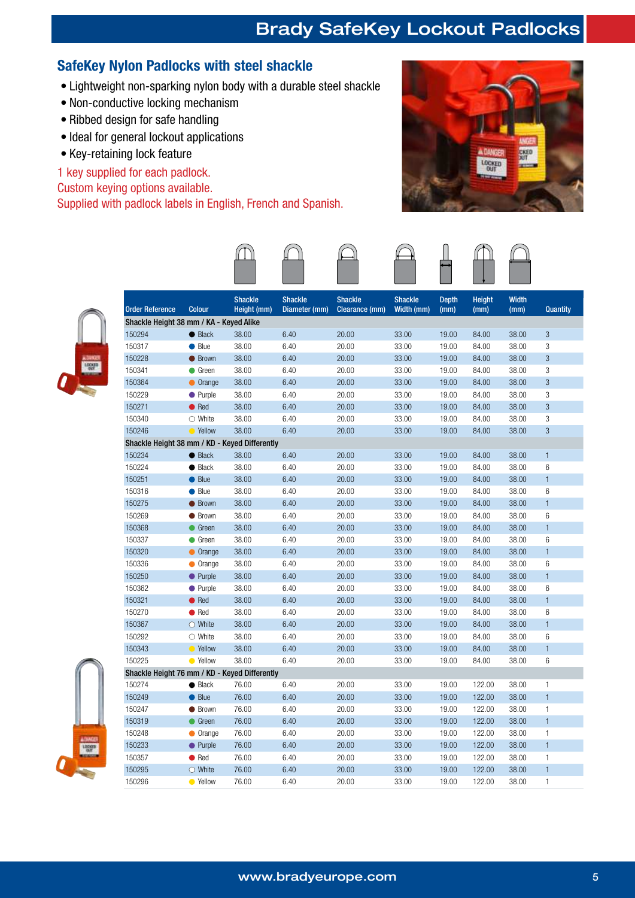# Brady SafeKey Lockout Padlocks

## SafeKey Nylon Padlocks with steel shackle

- Lightweight non-sparking nylon body with a durable steel shackle
- Non-conductive locking mechanism
- Ribbed design for safe handling
- Ideal for general lockout applications
- Key-retaining lock feature

1 key supplied for each padlock.
Custom keying options available.
Supplied with padlock labels in English, French and Spanish.

| Order Reference | Colour | Shackle Height (mm) | Shackle Diameter (mm) | Shackle Clearance (mm) | Shackle Width (mm) | Depth (mm) | Height (mm) | Width (mm) | Quantity |
|---|---|---|---|---|---|---|---|---|---|
| **Shackle Height 38 mm / KA - Keyed Alike** | | | | | | | | | |
| 150294 | Black | 38.00 | 6.40 | 20.00 | 33.00 | 19.00 | 84.00 | 38.00 | 3 |
| 150317 | Blue | 38.00 | 6.40 | 20.00 | 33.00 | 19.00 | 84.00 | 38.00 | 3 |
| 150228 | Brown | 38.00 | 6.40 | 20.00 | 33.00 | 19.00 | 84.00 | 38.00 | 3 |
| 150341 | Green | 38.00 | 6.40 | 20.00 | 33.00 | 19.00 | 84.00 | 38.00 | 3 |
| 150364 | Orange | 38.00 | 6.40 | 20.00 | 33.00 | 19.00 | 84.00 | 38.00 | 3 |
| 150229 | Purple | 38.00 | 6.40 | 20.00 | 33.00 | 19.00 | 84.00 | 38.00 | 3 |
| 150271 | Red | 38.00 | 6.40 | 20.00 | 33.00 | 19.00 | 84.00 | 38.00 | 3 |
| 150340 | White | 38.00 | 6.40 | 20.00 | 33.00 | 19.00 | 84.00 | 38.00 | 3 |
| 150246 | Yellow | 38.00 | 6.40 | 20.00 | 33.00 | 19.00 | 84.00 | 38.00 | 3 |
| **Shackle Height 38 mm / KD - Keyed Differently** | | | | | | | | | |
| 150234 | Black | 38.00 | 6.40 | 20.00 | 33.00 | 19.00 | 84.00 | 38.00 | 1 |
| 150224 | Black | 38.00 | 6.40 | 20.00 | 33.00 | 19.00 | 84.00 | 38.00 | 6 |
| 150251 | Blue | 38.00 | 6.40 | 20.00 | 33.00 | 19.00 | 84.00 | 38.00 | 1 |
| 150316 | Blue | 38.00 | 6.40 | 20.00 | 33.00 | 19.00 | 84.00 | 38.00 | 6 |
| 150275 | Brown | 38.00 | 6.40 | 20.00 | 33.00 | 19.00 | 84.00 | 38.00 | 1 |
| 150269 | Brown | 38.00 | 6.40 | 20.00 | 33.00 | 19.00 | 84.00 | 38.00 | 6 |
| 150368 | Green | 38.00 | 6.40 | 20.00 | 33.00 | 19.00 | 84.00 | 38.00 | 1 |
| 150337 | Green | 38.00 | 6.40 | 20.00 | 33.00 | 19.00 | 84.00 | 38.00 | 6 |
| 150320 | Orange | 38.00 | 6.40 | 20.00 | 33.00 | 19.00 | 84.00 | 38.00 | 1 |
| 150336 | Orange | 38.00 | 6.40 | 20.00 | 33.00 | 19.00 | 84.00 | 38.00 | 6 |
| 150250 | Purple | 38.00 | 6.40 | 20.00 | 33.00 | 19.00 | 84.00 | 38.00 | 1 |
| 150362 | Purple | 38.00 | 6.40 | 20.00 | 33.00 | 19.00 | 84.00 | 38.00 | 6 |
| 150321 | Red | 38.00 | 6.40 | 20.00 | 33.00 | 19.00 | 84.00 | 38.00 | 1 |
| 150270 | Red | 38.00 | 6.40 | 20.00 | 33.00 | 19.00 | 84.00 | 38.00 | 6 |
| 150367 | White | 38.00 | 6.40 | 20.00 | 33.00 | 19.00 | 84.00 | 38.00 | 1 |
| 150292 | White | 38.00 | 6.40 | 20.00 | 33.00 | 19.00 | 84.00 | 38.00 | 6 |
| 150343 | Yellow | 38.00 | 6.40 | 20.00 | 33.00 | 19.00 | 84.00 | 38.00 | 1 |
| 150225 | Yellow | 38.00 | 6.40 | 20.00 | 33.00 | 19.00 | 84.00 | 38.00 | 6 |
| **Shackle Height 76 mm / KD - Keyed Differently** | | | | | | | | | |
| 150274 | Black | 76.00 | 6.40 | 20.00 | 33.00 | 19.00 | 122.00 | 38.00 | 1 |
| 150249 | Blue | 76.00 | 6.40 | 20.00 | 33.00 | 19.00 | 122.00 | 38.00 | 1 |
| 150247 | Brown | 76.00 | 6.40 | 20.00 | 33.00 | 19.00 | 122.00 | 38.00 | 1 |
| 150319 | Green | 76.00 | 6.40 | 20.00 | 33.00 | 19.00 | 122.00 | 38.00 | 1 |
| 150248 | Orange | 76.00 | 6.40 | 20.00 | 33.00 | 19.00 | 122.00 | 38.00 | 1 |
| 150233 | Purple | 76.00 | 6.40 | 20.00 | 33.00 | 19.00 | 122.00 | 38.00 | 1 |
| 150357 | Red | 76.00 | 6.40 | 20.00 | 33.00 | 19.00 | 122.00 | 38.00 | 1 |
| 150295 | White | 76.00 | 6.40 | 20.00 | 33.00 | 19.00 | 122.00 | 38.00 | 1 |
| 150296 | Yellow | 76.00 | 6.40 | 20.00 | 33.00 | 19.00 | 122.00 | 38.00 | 1 |

www.bradyeurope.com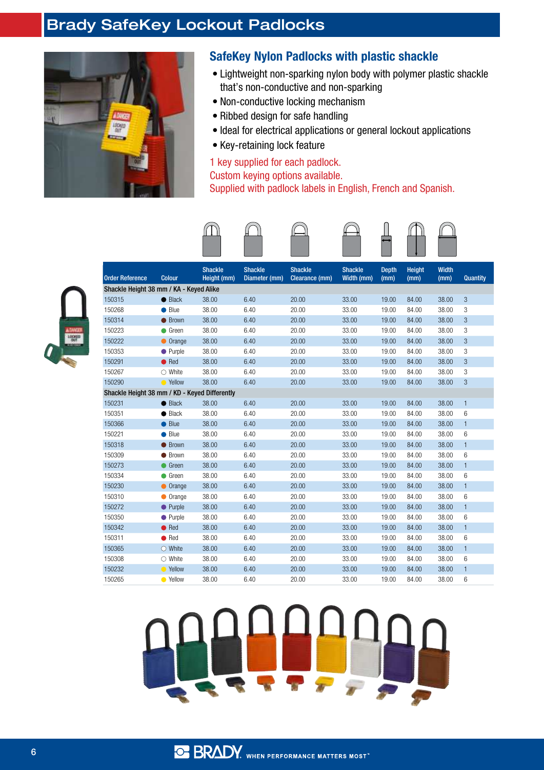# Brady SafeKey Lockout Padlocks

## SafeKey Nylon Padlocks with plastic shackle

- Lightweight non-sparking nylon body with polymer plastic shackle that's non-conductive and non-sparking
- Non-conductive locking mechanism
- Ribbed design for safe handling
- Ideal for electrical applications or general lockout applications
- Key-retaining lock feature

1 key supplied for each padlock.
Custom keying options available.
Supplied with padlock labels in English, French and Spanish.

| Order Reference | Colour | Shackle Height (mm) | Shackle Diameter (mm) | Shackle Clearance (mm) | Shackle Width (mm) | Depth (mm) | Height (mm) | Width (mm) | Quantity |
|---|---|---|---|---|---|---|---|---|---|
| **Shackle Height 38 mm / KA - Keyed Alike** | | | | | | | | | |
| 150315 | Black | 38.00 | 6.40 | 20.00 | 33.00 | 19.00 | 84.00 | 38.00 | 3 |
| 150268 | Blue | 38.00 | 6.40 | 20.00 | 33.00 | 19.00 | 84.00 | 38.00 | 3 |
| 150314 | Brown | 38.00 | 6.40 | 20.00 | 33.00 | 19.00 | 84.00 | 38.00 | 3 |
| 150223 | Green | 38.00 | 6.40 | 20.00 | 33.00 | 19.00 | 84.00 | 38.00 | 3 |
| 150222 | Orange | 38.00 | 6.40 | 20.00 | 33.00 | 19.00 | 84.00 | 38.00 | 3 |
| 150353 | Purple | 38.00 | 6.40 | 20.00 | 33.00 | 19.00 | 84.00 | 38.00 | 3 |
| 150291 | Red | 38.00 | 6.40 | 20.00 | 33.00 | 19.00 | 84.00 | 38.00 | 3 |
| 150267 | White | 38.00 | 6.40 | 20.00 | 33.00 | 19.00 | 84.00 | 38.00 | 3 |
| 150290 | Yellow | 38.00 | 6.40 | 20.00 | 33.00 | 19.00 | 84.00 | 38.00 | 3 |
| **Shackle Height 38 mm / KD - Keyed Differently** | | | | | | | | | |
| 150231 | Black | 38.00 | 6.40 | 20.00 | 33.00 | 19.00 | 84.00 | 38.00 | 1 |
| 150351 | Black | 38.00 | 6.40 | 20.00 | 33.00 | 19.00 | 84.00 | 38.00 | 6 |
| 150366 | Blue | 38.00 | 6.40 | 20.00 | 33.00 | 19.00 | 84.00 | 38.00 | 1 |
| 150221 | Blue | 38.00 | 6.40 | 20.00 | 33.00 | 19.00 | 84.00 | 38.00 | 6 |
| 150318 | Brown | 38.00 | 6.40 | 20.00 | 33.00 | 19.00 | 84.00 | 38.00 | 1 |
| 150309 | Brown | 38.00 | 6.40 | 20.00 | 33.00 | 19.00 | 84.00 | 38.00 | 6 |
| 150273 | Green | 38.00 | 6.40 | 20.00 | 33.00 | 19.00 | 84.00 | 38.00 | 1 |
| 150334 | Green | 38.00 | 6.40 | 20.00 | 33.00 | 19.00 | 84.00 | 38.00 | 6 |
| 150230 | Orange | 38.00 | 6.40 | 20.00 | 33.00 | 19.00 | 84.00 | 38.00 | 1 |
| 150310 | Orange | 38.00 | 6.40 | 20.00 | 33.00 | 19.00 | 84.00 | 38.00 | 6 |
| 150272 | Purple | 38.00 | 6.40 | 20.00 | 33.00 | 19.00 | 84.00 | 38.00 | 1 |
| 150350 | Purple | 38.00 | 6.40 | 20.00 | 33.00 | 19.00 | 84.00 | 38.00 | 6 |
| 150342 | Red | 38.00 | 6.40 | 20.00 | 33.00 | 19.00 | 84.00 | 38.00 | 1 |
| 150311 | Red | 38.00 | 6.40 | 20.00 | 33.00 | 19.00 | 84.00 | 38.00 | 6 |
| 150365 | White | 38.00 | 6.40 | 20.00 | 33.00 | 19.00 | 84.00 | 38.00 | 1 |
| 150308 | White | 38.00 | 6.40 | 20.00 | 33.00 | 19.00 | 84.00 | 38.00 | 6 |
| 150232 | Yellow | 38.00 | 6.40 | 20.00 | 33.00 | 19.00 | 84.00 | 38.00 | 1 |
| 150265 | Yellow | 38.00 | 6.40 | 20.00 | 33.00 | 19.00 | 84.00 | 38.00 | 6 |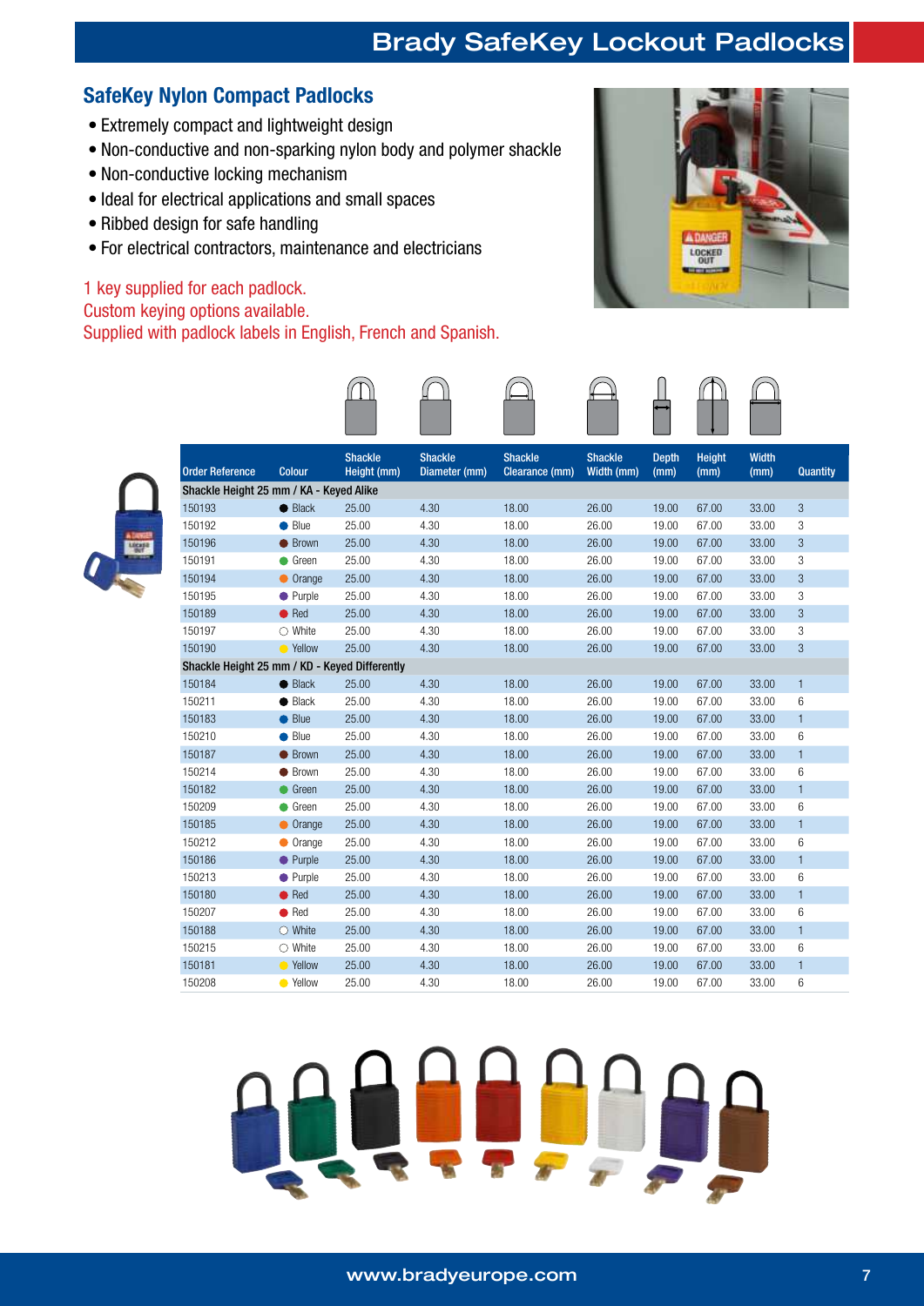# Brady SafeKey Lockout Padlocks

## SafeKey Nylon Compact Padlocks

- Extremely compact and lightweight design
- Non-conductive and non-sparking nylon body and polymer shackle
- Non-conductive locking mechanism
- Ideal for electrical applications and small spaces
- Ribbed design for safe handling
- For electrical contractors, maintenance and electricians

1 key supplied for each padlock.
Custom keying options available.
Supplied with padlock labels in English, French and Spanish.

| Order Reference | Colour | Shackle Height (mm) | Shackle Diameter (mm) | Shackle Clearance (mm) | Shackle Width (mm) | Depth (mm) | Height (mm) | Width (mm) | Quantity |
|---|---|---|---|---|---|---|---|---|---|
| **Shackle Height 25 mm / KA - Keyed Alike** | | | | | | | | | |
| 150193 | Black | 25.00 | 4.30 | 18.00 | 26.00 | 19.00 | 67.00 | 33.00 | 3 |
| 150192 | Blue | 25.00 | 4.30 | 18.00 | 26.00 | 19.00 | 67.00 | 33.00 | 3 |
| 150196 | Brown | 25.00 | 4.30 | 18.00 | 26.00 | 19.00 | 67.00 | 33.00 | 3 |
| 150191 | Green | 25.00 | 4.30 | 18.00 | 26.00 | 19.00 | 67.00 | 33.00 | 3 |
| 150194 | Orange | 25.00 | 4.30 | 18.00 | 26.00 | 19.00 | 67.00 | 33.00 | 3 |
| 150195 | Purple | 25.00 | 4.30 | 18.00 | 26.00 | 19.00 | 67.00 | 33.00 | 3 |
| 150189 | Red | 25.00 | 4.30 | 18.00 | 26.00 | 19.00 | 67.00 | 33.00 | 3 |
| 150197 | White | 25.00 | 4.30 | 18.00 | 26.00 | 19.00 | 67.00 | 33.00 | 3 |
| 150190 | Yellow | 25.00 | 4.30 | 18.00 | 26.00 | 19.00 | 67.00 | 33.00 | 3 |
| **Shackle Height 25 mm / KD - Keyed Differently** | | | | | | | | | |
| 150184 | Black | 25.00 | 4.30 | 18.00 | 26.00 | 19.00 | 67.00 | 33.00 | 1 |
| 150211 | Black | 25.00 | 4.30 | 18.00 | 26.00 | 19.00 | 67.00 | 33.00 | 6 |
| 150183 | Blue | 25.00 | 4.30 | 18.00 | 26.00 | 19.00 | 67.00 | 33.00 | 1 |
| 150210 | Blue | 25.00 | 4.30 | 18.00 | 26.00 | 19.00 | 67.00 | 33.00 | 6 |
| 150187 | Brown | 25.00 | 4.30 | 18.00 | 26.00 | 19.00 | 67.00 | 33.00 | 1 |
| 150214 | Brown | 25.00 | 4.30 | 18.00 | 26.00 | 19.00 | 67.00 | 33.00 | 6 |
| 150182 | Green | 25.00 | 4.30 | 18.00 | 26.00 | 19.00 | 67.00 | 33.00 | 1 |
| 150209 | Green | 25.00 | 4.30 | 18.00 | 26.00 | 19.00 | 67.00 | 33.00 | 6 |
| 150185 | Orange | 25.00 | 4.30 | 18.00 | 26.00 | 19.00 | 67.00 | 33.00 | 1 |
| 150212 | Orange | 25.00 | 4.30 | 18.00 | 26.00 | 19.00 | 67.00 | 33.00 | 6 |
| 150186 | Purple | 25.00 | 4.30 | 18.00 | 26.00 | 19.00 | 67.00 | 33.00 | 1 |
| 150213 | Purple | 25.00 | 4.30 | 18.00 | 26.00 | 19.00 | 67.00 | 33.00 | 6 |
| 150180 | Red | 25.00 | 4.30 | 18.00 | 26.00 | 19.00 | 67.00 | 33.00 | 1 |
| 150207 | Red | 25.00 | 4.30 | 18.00 | 26.00 | 19.00 | 67.00 | 33.00 | 6 |
| 150188 | White | 25.00 | 4.30 | 18.00 | 26.00 | 19.00 | 67.00 | 33.00 | 1 |
| 150215 | White | 25.00 | 4.30 | 18.00 | 26.00 | 19.00 | 67.00 | 33.00 | 6 |
| 150181 | Yellow | 25.00 | 4.30 | 18.00 | 26.00 | 19.00 | 67.00 | 33.00 | 1 |
| 150208 | Yellow | 25.00 | 4.30 | 18.00 | 26.00 | 19.00 | 67.00 | 33.00 | 6 |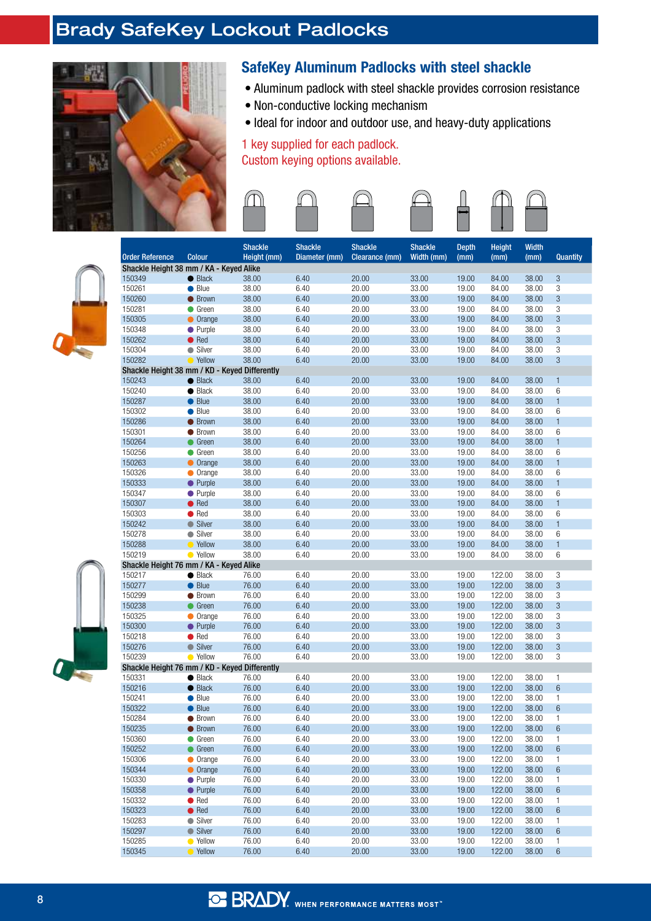# Brady SafeKey Lockout Padlocks

## SafeKey Aluminum Padlocks with steel shackle

- Aluminum padlock with steel shackle provides corrosion resistance
- Non-conductive locking mechanism
- Ideal for indoor and outdoor use, and heavy-duty applications

1 key supplied for each padlock.
Custom keying options available.

| Order Reference | Colour | Shackle Height (mm) | Shackle Diameter (mm) | Shackle Clearance (mm) | Shackle Width (mm) | Depth (mm) | Height (mm) | Width (mm) | Quantity |
|---|---|---|---|---|---|---|---|---|---|
| **Shackle Height 38 mm / KA - Keyed Alike** | | | | | | | | | |
| 150349 | Black | 38.00 | 6.40 | 20.00 | 33.00 | 19.00 | 84.00 | 38.00 | 3 |
| 150261 | Blue | 38.00 | 6.40 | 20.00 | 33.00 | 19.00 | 84.00 | 38.00 | 3 |
| 150260 | Brown | 38.00 | 6.40 | 20.00 | 33.00 | 19.00 | 84.00 | 38.00 | 3 |
| 150281 | Green | 38.00 | 6.40 | 20.00 | 33.00 | 19.00 | 84.00 | 38.00 | 3 |
| 150305 | Orange | 38.00 | 6.40 | 20.00 | 33.00 | 19.00 | 84.00 | 38.00 | 3 |
| 150348 | Purple | 38.00 | 6.40 | 20.00 | 33.00 | 19.00 | 84.00 | 38.00 | 3 |
| 150262 | Red | 38.00 | 6.40 | 20.00 | 33.00 | 19.00 | 84.00 | 38.00 | 3 |
| 150304 | Silver | 38.00 | 6.40 | 20.00 | 33.00 | 19.00 | 84.00 | 38.00 | 3 |
| 150282 | Yellow | 38.00 | 6.40 | 20.00 | 33.00 | 19.00 | 84.00 | 38.00 | 3 |
| **Shackle Height 38 mm / KD - Keyed Differently** | | | | | | | | | |
| 150243 | Black | 38.00 | 6.40 | 20.00 | 33.00 | 19.00 | 84.00 | 38.00 | 1 |
| 150240 | Black | 38.00 | 6.40 | 20.00 | 33.00 | 19.00 | 84.00 | 38.00 | 6 |
| 150287 | Blue | 38.00 | 6.40 | 20.00 | 33.00 | 19.00 | 84.00 | 38.00 | 1 |
| 150302 | Blue | 38.00 | 6.40 | 20.00 | 33.00 | 19.00 | 84.00 | 38.00 | 6 |
| 150286 | Brown | 38.00 | 6.40 | 20.00 | 33.00 | 19.00 | 84.00 | 38.00 | 1 |
| 150301 | Brown | 38.00 | 6.40 | 20.00 | 33.00 | 19.00 | 84.00 | 38.00 | 6 |
| 150264 | Green | 38.00 | 6.40 | 20.00 | 33.00 | 19.00 | 84.00 | 38.00 | 1 |
| 150256 | Green | 38.00 | 6.40 | 20.00 | 33.00 | 19.00 | 84.00 | 38.00 | 6 |
| 150263 | Orange | 38.00 | 6.40 | 20.00 | 33.00 | 19.00 | 84.00 | 38.00 | 1 |
| 150326 | Orange | 38.00 | 6.40 | 20.00 | 33.00 | 19.00 | 84.00 | 38.00 | 6 |
| 150333 | Purple | 38.00 | 6.40 | 20.00 | 33.00 | 19.00 | 84.00 | 38.00 | 1 |
| 150347 | Purple | 38.00 | 6.40 | 20.00 | 33.00 | 19.00 | 84.00 | 38.00 | 6 |
| 150307 | Red | 38.00 | 6.40 | 20.00 | 33.00 | 19.00 | 84.00 | 38.00 | 1 |
| 150303 | Red | 38.00 | 6.40 | 20.00 | 33.00 | 19.00 | 84.00 | 38.00 | 6 |
| 150242 | Silver | 38.00 | 6.40 | 20.00 | 33.00 | 19.00 | 84.00 | 38.00 | 1 |
| 150278 | Silver | 38.00 | 6.40 | 20.00 | 33.00 | 19.00 | 84.00 | 38.00 | 6 |
| 150288 | Yellow | 38.00 | 6.40 | 20.00 | 33.00 | 19.00 | 84.00 | 38.00 | 1 |
| 150219 | Yellow | 38.00 | 6.40 | 20.00 | 33.00 | 19.00 | 84.00 | 38.00 | 6 |
| **Shackle Height 76 mm / KA - Keyed Alike** | | | | | | | | | |
| 150217 | Black | 76.00 | 6.40 | 20.00 | 33.00 | 19.00 | 122.00 | 38.00 | 3 |
| 150277 | Blue | 76.00 | 6.40 | 20.00 | 33.00 | 19.00 | 122.00 | 38.00 | 3 |
| 150299 | Brown | 76.00 | 6.40 | 20.00 | 33.00 | 19.00 | 122.00 | 38.00 | 3 |
| 150238 | Green | 76.00 | 6.40 | 20.00 | 33.00 | 19.00 | 122.00 | 38.00 | 3 |
| 150325 | Orange | 76.00 | 6.40 | 20.00 | 33.00 | 19.00 | 122.00 | 38.00 | 3 |
| 150300 | Purple | 76.00 | 6.40 | 20.00 | 33.00 | 19.00 | 122.00 | 38.00 | 3 |
| 150218 | Red | 76.00 | 6.40 | 20.00 | 33.00 | 19.00 | 122.00 | 38.00 | 3 |
| 150276 | Silver | 76.00 | 6.40 | 20.00 | 33.00 | 19.00 | 122.00 | 38.00 | 3 |
| 150239 | Yellow | 76.00 | 6.40 | 20.00 | 33.00 | 19.00 | 122.00 | 38.00 | 3 |
| **Shackle Height 76 mm / KD - Keyed Differently** | | | | | | | | | |
| 150331 | Black | 76.00 | 6.40 | 20.00 | 33.00 | 19.00 | 122.00 | 38.00 | 1 |
| 150216 | Black | 76.00 | 6.40 | 20.00 | 33.00 | 19.00 | 122.00 | 38.00 | 6 |
| 150241 | Blue | 76.00 | 6.40 | 20.00 | 33.00 | 19.00 | 122.00 | 38.00 | 1 |
| 150322 | Blue | 76.00 | 6.40 | 20.00 | 33.00 | 19.00 | 122.00 | 38.00 | 6 |
| 150284 | Brown | 76.00 | 6.40 | 20.00 | 33.00 | 19.00 | 122.00 | 38.00 | 1 |
| 150235 | Brown | 76.00 | 6.40 | 20.00 | 33.00 | 19.00 | 122.00 | 38.00 | 6 |
| 150360 | Green | 76.00 | 6.40 | 20.00 | 33.00 | 19.00 | 122.00 | 38.00 | 1 |
| 150252 | Green | 76.00 | 6.40 | 20.00 | 33.00 | 19.00 | 122.00 | 38.00 | 6 |
| 150306 | Orange | 76.00 | 6.40 | 20.00 | 33.00 | 19.00 | 122.00 | 38.00 | 1 |
| 150344 | Orange | 76.00 | 6.40 | 20.00 | 33.00 | 19.00 | 122.00 | 38.00 | 6 |
| 150330 | Purple | 76.00 | 6.40 | 20.00 | 33.00 | 19.00 | 122.00 | 38.00 | 1 |
| 150358 | Purple | 76.00 | 6.40 | 20.00 | 33.00 | 19.00 | 122.00 | 38.00 | 6 |
| 150332 | Red | 76.00 | 6.40 | 20.00 | 33.00 | 19.00 | 122.00 | 38.00 | 1 |
| 150323 | Red | 76.00 | 6.40 | 20.00 | 33.00 | 19.00 | 122.00 | 38.00 | 6 |
| 150283 | Silver | 76.00 | 6.40 | 20.00 | 33.00 | 19.00 | 122.00 | 38.00 | 1 |
| 150297 | Silver | 76.00 | 6.40 | 20.00 | 33.00 | 19.00 | 122.00 | 38.00 | 6 |
| 150285 | Yellow | 76.00 | 6.40 | 20.00 | 33.00 | 19.00 | 122.00 | 38.00 | 1 |
| 150345 | Yellow | 76.00 | 6.40 | 20.00 | 33.00 | 19.00 | 122.00 | 38.00 | 6 |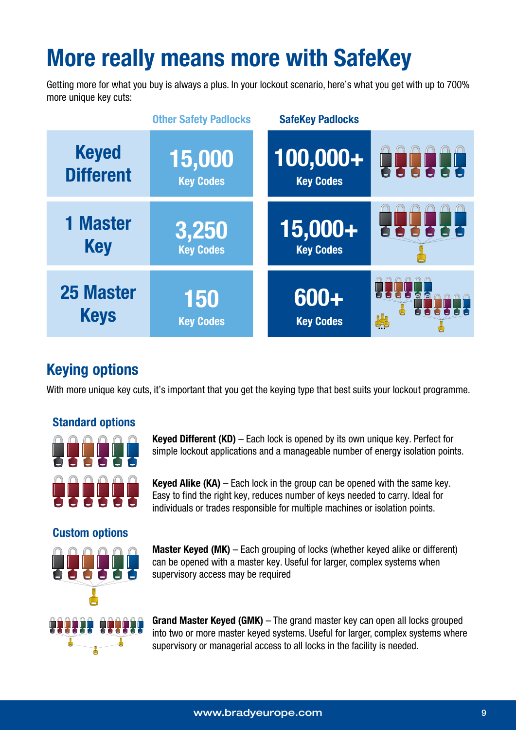# More really means more with SafeKey

Getting more for what you buy is always a plus. In your lockout scenario, here's what you get with up to 700% more unique key cuts:

| | Other Safety Padlocks | SafeKey Padlocks |
|---|---|---|
| Keyed Different | 15,000 Key Codes | 100,000+ Key Codes |
| 1 Master Key | 3,250 Key Codes | 15,000+ Key Codes |
| 25 Master Keys | 150 Key Codes | 600+ Key Codes |

## Keying options

With more unique key cuts, it's important that you get the keying type that best suits your lockout programme.

### Standard options

**Keyed Different (KD)** – Each lock is opened by its own unique key. Perfect for simple lockout applications and a manageable number of energy isolation points.

**Keyed Alike (KA)** – Each lock in the group can be opened with the same key. Easy to find the right key, reduces number of keys needed to carry. Ideal for individuals or trades responsible for multiple machines or isolation points.

### Custom options

**Master Keyed (MK)** – Each grouping of locks (whether keyed alike or different) can be opened with a master key. Useful for larger, complex systems when supervisory access may be required

**Grand Master Keyed (GMK)** – The grand master key can open all locks grouped into two or more master keyed systems. Useful for larger, complex systems where supervisory or managerial access to all locks in the facility is needed.

www.bradyeurope.com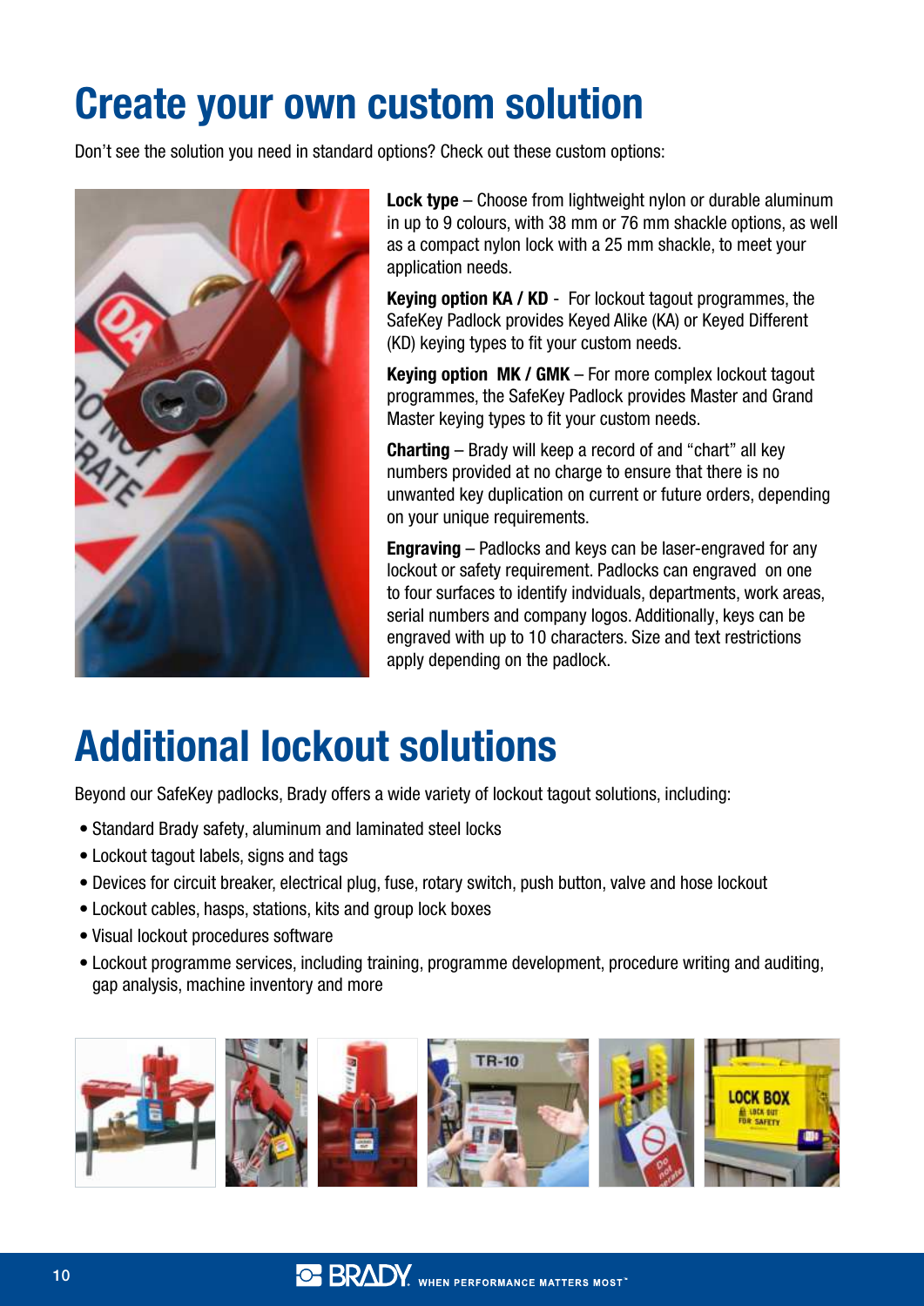# Create your own custom solution

Don't see the solution you need in standard options? Check out these custom options:

**Lock type** – Choose from lightweight nylon or durable aluminum in up to 9 colours, with 38 mm or 76 mm shackle options, as well as a compact nylon lock with a 25 mm shackle, to meet your application needs.

**Keying option KA / KD** - For lockout tagout programmes, the SafeKey Padlock provides Keyed Alike (KA) or Keyed Different (KD) keying types to fit your custom needs.

**Keying option MK / GMK** – For more complex lockout tagout programmes, the SafeKey Padlock provides Master and Grand Master keying types to fit your custom needs.

**Charting** – Brady will keep a record of and "chart" all key numbers provided at no charge to ensure that there is no unwanted key duplication on current or future orders, depending on your unique requirements.

**Engraving** – Padlocks and keys can be laser-engraved for any lockout or safety requirement. Padlocks can engraved on one to four surfaces to identify indviduals, departments, work areas, serial numbers and company logos. Additionally, keys can be engraved with up to 10 characters. Size and text restrictions apply depending on the padlock.

# Additional lockout solutions

Beyond our SafeKey padlocks, Brady offers a wide variety of lockout tagout solutions, including:

- Standard Brady safety, aluminum and laminated steel locks
- Lockout tagout labels, signs and tags
- Devices for circuit breaker, electrical plug, fuse, rotary switch, push button, valve and hose lockout
- Lockout cables, hasps, stations, kits and group lock boxes
- Visual lockout procedures software
- Lockout programme services, including training, programme development, procedure writing and auditing, gap analysis, machine inventory and more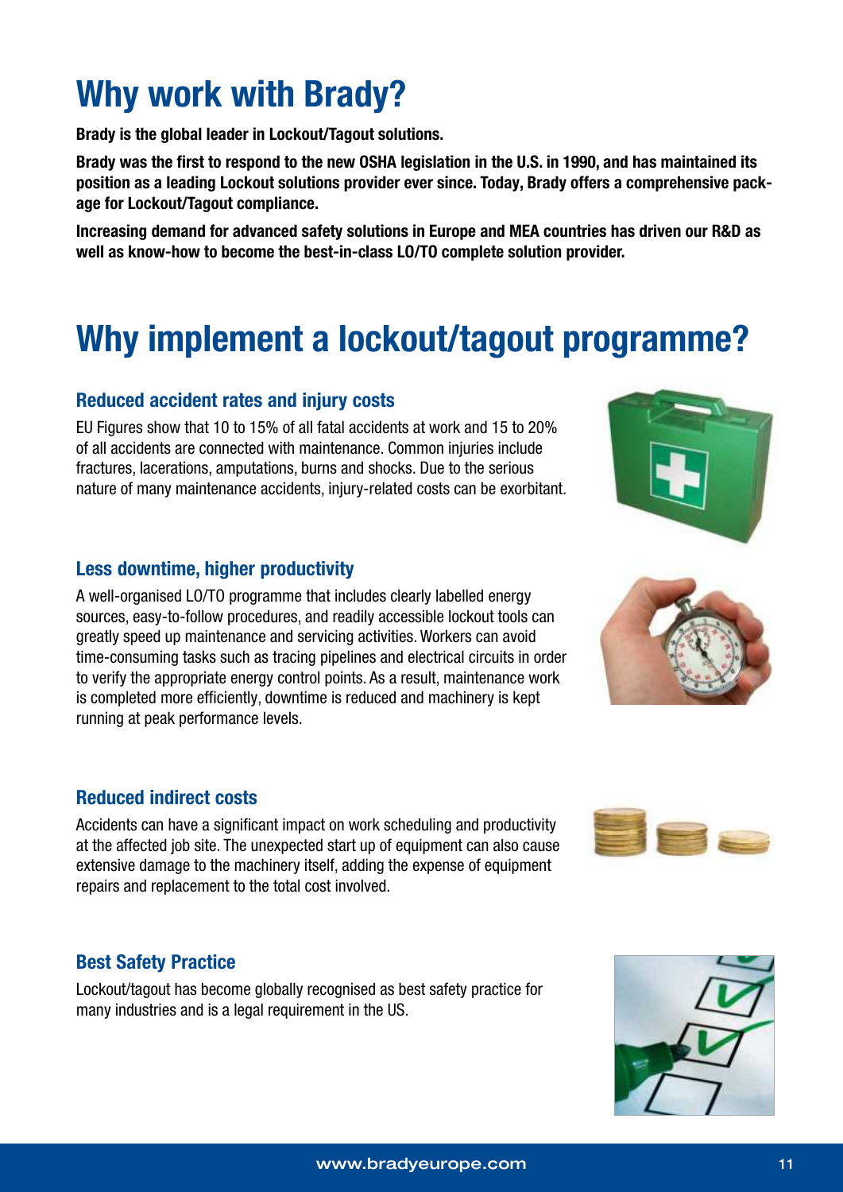# Why work with Brady?

**Brady is the global leader in Lockout/Tagout solutions.**

**Brady was the first to respond to the new OSHA legislation in the U.S. in 1990, and has maintained its position as a leading Lockout solutions provider ever since. Today, Brady offers a comprehensive package for Lockout/Tagout compliance.**

**Increasing demand for advanced safety solutions in Europe and MEA countries has driven our R&D as well as know-how to become the best-in-class LO/TO complete solution provider.**

# Why implement a lockout/tagout programme?

### Reduced accident rates and injury costs

EU Figures show that 10 to 15% of all fatal accidents at work and 15 to 20% of all accidents are connected with maintenance. Common injuries include fractures, lacerations, amputations, burns and shocks. Due to the serious nature of many maintenance accidents, injury-related costs can be exorbitant.

### Less downtime, higher productivity

A well-organised LO/TO programme that includes clearly labelled energy sources, easy-to-follow procedures, and readily accessible lockout tools can greatly speed up maintenance and servicing activities. Workers can avoid time-consuming tasks such as tracing pipelines and electrical circuits in order to verify the appropriate energy control points. As a result, maintenance work is completed more efficiently, downtime is reduced and machinery is kept running at peak performance levels.

### Reduced indirect costs

Accidents can have a significant impact on work scheduling and productivity at the affected job site. The unexpected start up of equipment can also cause extensive damage to the machinery itself, adding the expense of equipment repairs and replacement to the total cost involved.

### Best Safety Practice

Lockout/tagout has become globally recognised as best safety practice for many industries and is a legal requirement in the US.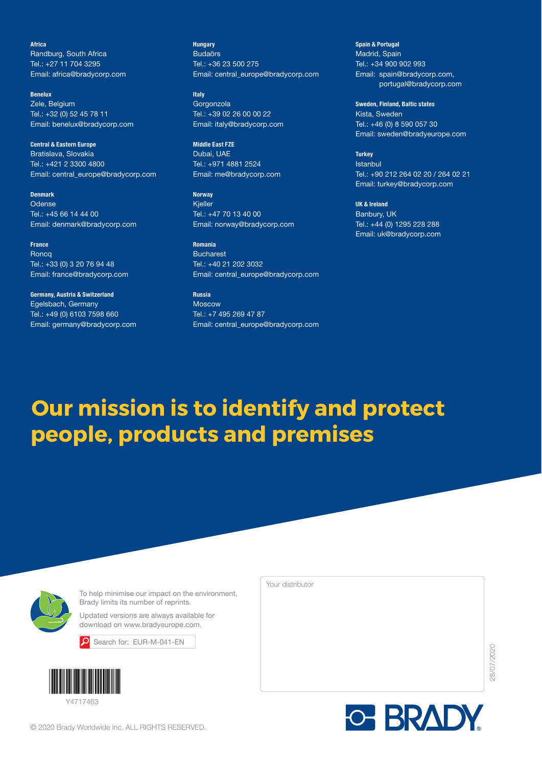**Africa**
Randburg, South Africa
Tel.: +27 11 704 3295
Email: africa@bradycorp.com

**Benelux**
Zele, Belgium
Tel.: +32 (0) 52 45 78 11
Email: benelux@bradycorp.com

**Central & Eastern Europe**
Bratislava, Slovakia
Tel.: +421 2 3300 4800
Email: central_europe@bradycorp.com

**Denmark**
Odense
Tel.: +45 66 14 44 00
Email: denmark@bradycorp.com

**France**
Roncq
Tel.: +33 (0) 3 20 76 94 48
Email: france@bradycorp.com

**Germany, Austria & Switzerland**
Egelsbach, Germany
Tel.: +49 (0) 6103 7598 660
Email: germany@bradycorp.com

**Hungary**
Budaörs
Tel.: +36 23 500 275
Email: central_europe@bradycorp.com

**Italy**
Gorgonzola
Tel.: +39 02 26 00 00 22
Email: italy@bradycorp.com

**Middle East FZE**
Dubai, UAE
Tel.: +971 4881 2524
Email: me@bradycorp.com

**Norway**
Kjeller
Tel.: +47 70 13 40 00
Email: norway@bradycorp.com

**Romania**
Bucharest
Tel.: +40 21 202 3032
Email: central_europe@bradycorp.com

**Russia**
Moscow
Tel.: +7 495 269 47 87
Email: central_europe@bradycorp.com

**Spain & Portugal**
Madrid, Spain
Tel.: +34 900 902 993
Email: spain@bradycorp.com, portugal@bradycorp.com

**Sweden, Finland, Baltic states**
Kista, Sweden
Tel.: +46 (0) 8 590 057 30
Email: sweden@bradyeurope.com

**Turkey**
Istanbul
Tel.: +90 212 264 02 20 / 264 02 21
Email: turkey@bradycorp.com

**UK & Ireland**
Banbury, UK
Tel.: +44 (0) 1295 228 288
Email: uk@bradycorp.com

# Our mission is to identify and protect people, products and premises

To help minimise our impact on the environment, Brady limits its number of reprints.

Updated versions are always available for download on www.bradyeurope.com.

Search for: EUR-M-041-EN

Y4717463

Your distributor

28/07/2020

BRADY

© 2020 Brady Worldwide Inc. ALL RIGHTS RESERVED.